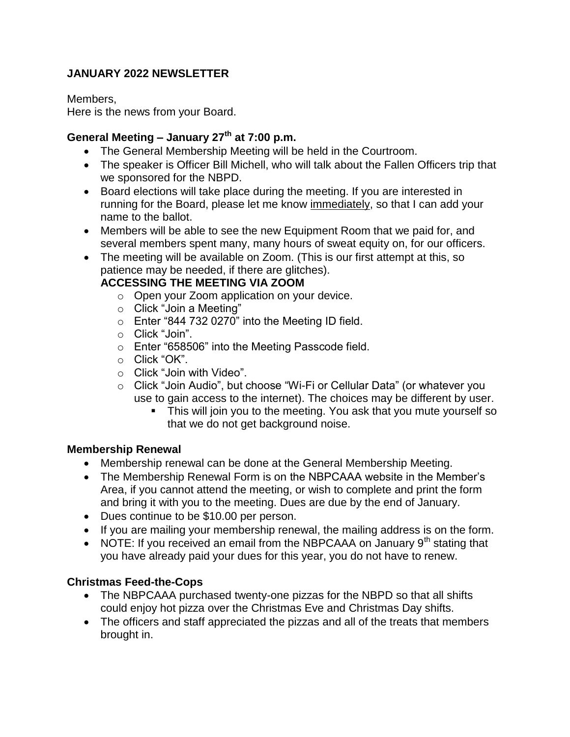**JANUARY 2022 NEWSLETTER**

Members,
Here is the news from your Board.

**General Meeting – January 27th at 7:00 p.m.**

- The General Membership Meeting will be held in the Courtroom.
- The speaker is Officer Bill Michell, who will talk about the Fallen Officers trip that we sponsored for the NBPD.
- Board elections will take place during the meeting. If you are interested in running for the Board, please let me know immediately, so that I can add your name to the ballot.
- Members will be able to see the new Equipment Room that we paid for, and several members spent many, many hours of sweat equity on, for our officers.
- The meeting will be available on Zoom. (This is our first attempt at this, so patience may be needed, if there are glitches).

  **ACCESSING THE MEETING VIA ZOOM**
  - Open your Zoom application on your device.
  - Click "Join a Meeting"
  - Enter "844 732 0270" into the Meeting ID field.
  - Click "Join".
  - Enter "658506" into the Meeting Passcode field.
  - Click "OK".
  - Click "Join with Video".
  - Click "Join Audio", but choose "Wi-Fi or Cellular Data" (or whatever you use to gain access to the internet). The choices may be different by user.
    - This will join you to the meeting. You ask that you mute yourself so that we do not get background noise.

**Membership Renewal**

- Membership renewal can be done at the General Membership Meeting.
- The Membership Renewal Form is on the NBPCAAA website in the Member's Area, if you cannot attend the meeting, or wish to complete and print the form and bring it with you to the meeting. Dues are due by the end of January.
- Dues continue to be $10.00 per person.
- If you are mailing your membership renewal, the mailing address is on the form.
- NOTE: If you received an email from the NBPCAAA on January 9th stating that you have already paid your dues for this year, you do not have to renew.

**Christmas Feed-the-Cops**

- The NBPCAAA purchased twenty-one pizzas for the NBPD so that all shifts could enjoy hot pizza over the Christmas Eve and Christmas Day shifts.
- The officers and staff appreciated the pizzas and all of the treats that members brought in.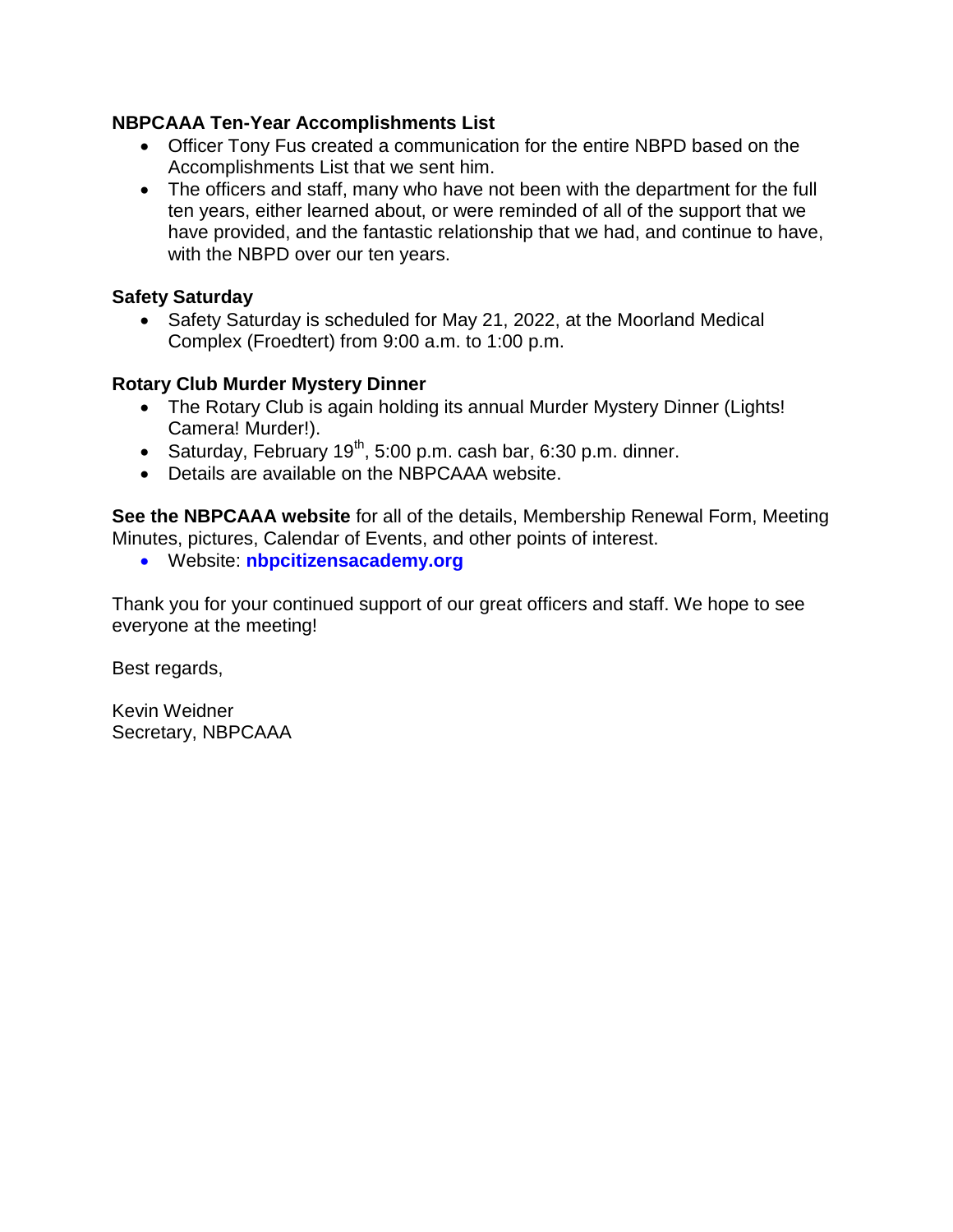**NBPCAAA Ten-Year Accomplishments List**

- Officer Tony Fus created a communication for the entire NBPD based on the Accomplishments List that we sent him.
- The officers and staff, many who have not been with the department for the full ten years, either learned about, or were reminded of all of the support that we have provided, and the fantastic relationship that we had, and continue to have, with the NBPD over our ten years.

**Safety Saturday**

- Safety Saturday is scheduled for May 21, 2022, at the Moorland Medical Complex (Froedtert) from 9:00 a.m. to 1:00 p.m.

**Rotary Club Murder Mystery Dinner**

- The Rotary Club is again holding its annual Murder Mystery Dinner (Lights! Camera! Murder!).
- Saturday, February 19th, 5:00 p.m. cash bar, 6:30 p.m. dinner.
- Details are available on the NBPCAAA website.

**See the NBPCAAA website** for all of the details, Membership Renewal Form, Meeting Minutes, pictures, Calendar of Events, and other points of interest.

- Website: **nbpcitizensacademy.org**

Thank you for your continued support of our great officers and staff. We hope to see everyone at the meeting!

Best regards,

Kevin Weidner
Secretary, NBPCAAA